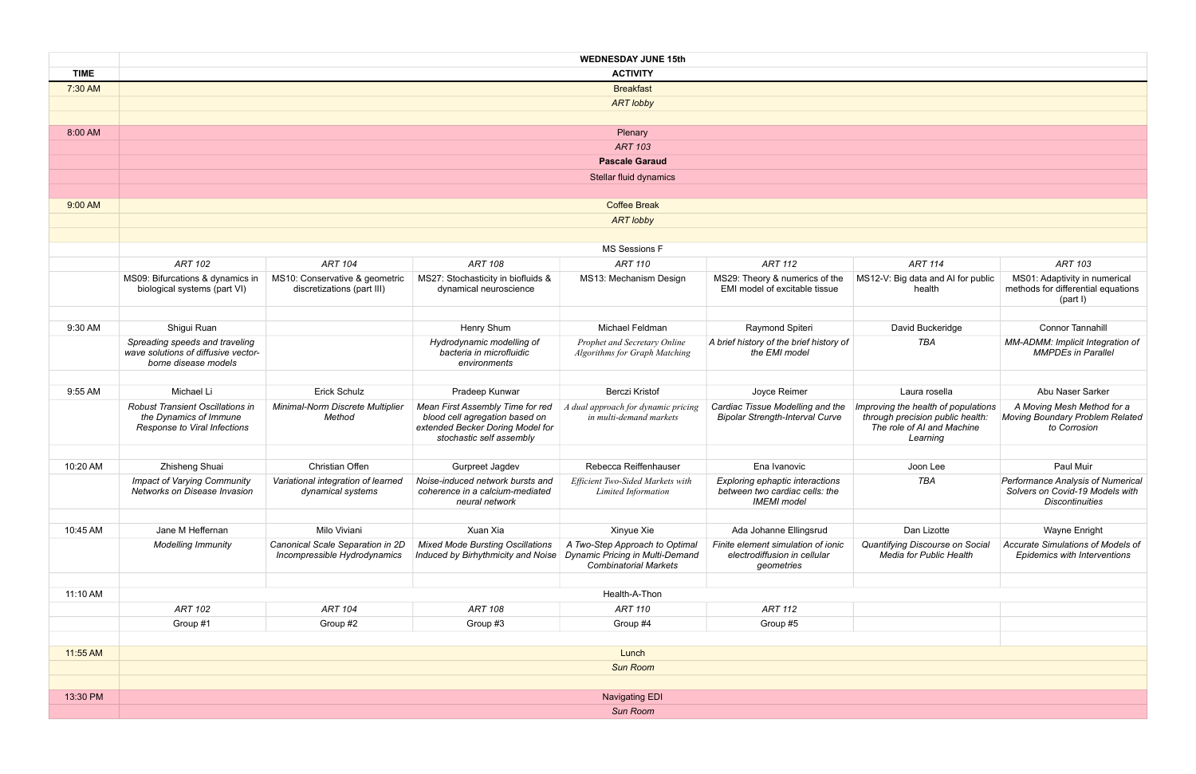| WEDNESDAY JUNE 15th | | | | | | | |
|---|---|---|---|---|---|---|---|
| **TIME** | **ACTIVITY** | | | | | | |
| 7:30 AM | Breakfast | | | | | | |
| | *ART lobby* | | | | | | |
| 8:00 AM | Plenary | | | | | | |
| | *ART 103* | | | | | | |
| | **Pascale Garaud** | | | | | | |
| | Stellar fluid dynamics | | | | | | |
| 9:00 AM | Coffee Break | | | | | | |
| | *ART lobby* | | | | | | |
| | MS Sessions F | | | | | | |
| | *ART 102* | *ART 104* | *ART 108* | *ART 110* | *ART 112* | *ART 114* | *ART 103* |
| | MS09: Bifurcations & dynamics in biological systems (part VI) | MS10: Conservative & geometric discretizations (part III) | MS27: Stochasticity in biofluids & dynamical neuroscience | MS13: Mechanism Design | MS29: Theory & numerics of the EMI model of excitable tissue | MS12-V: Big data and AI for public health | MS01: Adaptivity in numerical methods for differential equations (part I) |
| 9:30 AM | Shigui Ruan | | Henry Shum | Michael Feldman | Raymond Spiteri | David Buckeridge | Connor Tannahill |
| | *Spreading speeds and traveling wave solutions of diffusive vector-borne disease models* | | *Hydrodynamic modelling of bacteria in microfluidic environments* | *Prophet and Secretary Online Algorithms for Graph Matching* | *A brief history of the brief history of the EMI model* | *TBA* | *MM-ADMM: Implicit Integration of MMPDEs in Parallel* |
| 9:55 AM | Michael Li | Erick Schulz | Pradeep Kunwar | Berczi Kristof | Joyce Reimer | Laura rosella | Abu Naser Sarker |
| | *Robust Transient Oscillations in the Dynamics of Immune Response to Viral Infections* | *Minimal-Norm Discrete Multiplier Method* | *Mean First Assembly Time for red blood cell agregation based on extended Becker Doring Model for stochastic self assembly* | *A dual approach for dynamic pricing in multi-demand markets* | *Cardiac Tissue Modelling and the Bipolar Strength-Interval Curve* | *Improving the health of populations through precision public health: The role of AI and Machine Learning* | *A Moving Mesh Method for a Moving Boundary Problem Related to Corrosion* |
| 10:20 AM | Zhisheng Shuai | Christian Offen | Gurpreet Jagdev | Rebecca Reiffenhauser | Ena Ivanovic | Joon Lee | Paul Muir |
| | *Impact of Varying Community Networks on Disease Invasion* | *Variational integration of learned dynamical systems* | *Noise-induced network bursts and coherence in a calcium-mediated neural network* | *Efficient Two-Sided Markets with Limited Information* | *Exploring ephaptic interactions between two cardiac cells: the IMEMI model* | *TBA* | *Performance Analysis of Numerical Solvers on Covid-19 Models with Discontinuities* |
| 10:45 AM | Jane M Heffernan | Milo Viviani | Xuan Xia | Xinyue Xie | Ada Johanne Ellingsrud | Dan Lizotte | Wayne Enright |
| | *Modelling Immunity* | *Canonical Scale Separation in 2D Incompressible Hydrodynamics* | *Mixed Mode Bursting Oscillations Induced by Birhythmicity and Noise* | *A Two-Step Approach to Optimal Dynamic Pricing in Multi-Demand Combinatorial Markets* | *Finite element simulation of ionic electrodiffusion in cellular geometries* | *Quantifying Discourse on Social Media for Public Health* | *Accurate Simulations of Models of Epidemics with Interventions* |
| 11:10 AM | Health-A-Thon | | | | | | |
| | *ART 102* | *ART 104* | *ART 108* | *ART 110* | *ART 112* | | |
| | Group #1 | Group #2 | Group #3 | Group #4 | Group #5 | | |
| 11:55 AM | Lunch | | | | | | |
| | *Sun Room* | | | | | | |
| 13:30 PM | Navigating EDI | | | | | | |
| | *Sun Room* | | | | | | |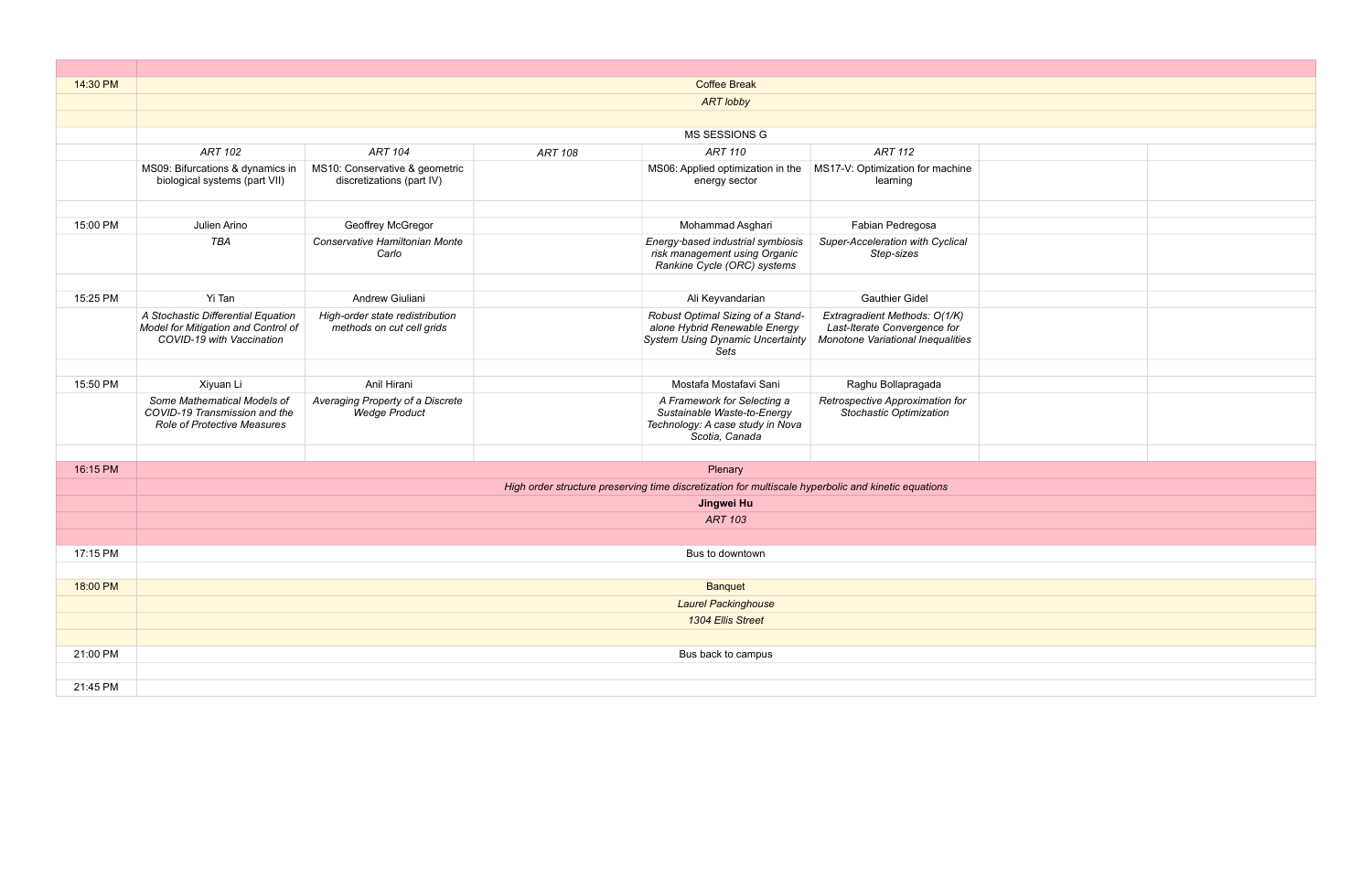| | | | | | | | |
|---|---|---|---|---|---|---|---|
| 14:30 PM | Coffee Break | | | | | | |
| | *ART lobby* | | | | | | |
| | | | | | | | |
| | MS SESSIONS G | | | | | | |
| | *ART 102* | *ART 104* | *ART 108* | *ART 110* | *ART 112* | | |
| | MS09: Bifurcations & dynamics in biological systems (part VII) | MS10: Conservative & geometric discretizations (part IV) | | MS06: Applied optimization in the energy sector | MS17-V: Optimization for machine learning | | |
| | | | | | | | |
| 15:00 PM | Julien Arino | Geoffrey McGregor | | Mohammad Asghari | Fabian Pedregosa | | |
| | *TBA* | *Conservative Hamiltonian Monte Carlo* | | *Energy-based industrial symbiosis risk management using Organic Rankine Cycle (ORC) systems* | *Super-Acceleration with Cyclical Step-sizes* | | |
| | | | | | | | |
| 15:25 PM | Yi Tan | Andrew Giuliani | | Ali Keyvandarian | Gauthier Gidel | | |
| | *A Stochastic Differential Equation Model for Mitigation and Control of COVID-19 with Vaccination* | *High-order state redistribution methods on cut cell grids* | | *Robust Optimal Sizing of a Stand-alone Hybrid Renewable Energy System Using Dynamic Uncertainty Sets* | *Extragradient Methods: O(1/K) Last-Iterate Convergence for Monotone Variational Inequalities* | | |
| | | | | | | | |
| 15:50 PM | Xiyuan Li | Anil Hirani | | Mostafa Mostafavi Sani | Raghu Bollapragada | | |
| | *Some Mathematical Models of COVID-19 Transmission and the Role of Protective Measures* | *Averaging Property of a Discrete Wedge Product* | | *A Framework for Selecting a Sustainable Waste-to-Energy Technology: A case study in Nova Scotia, Canada* | *Retrospective Approximation for Stochastic Optimization* | | |
| | | | | | | | |
| 16:15 PM | Plenary | | | | | | |
| | *High order structure preserving time discretization for multiscale hyperbolic and kinetic equations* | | | | | | |
| | **Jingwei Hu** | | | | | | |
| | *ART 103* | | | | | | |
| | | | | | | | |
| 17:15 PM | Bus to downtown | | | | | | |
| | | | | | | | |
| 18:00 PM | Banquet | | | | | | |
| | *Laurel Packinghouse* | | | | | | |
| | *1304 Ellis Street* | | | | | | |
| | | | | | | | |
| 21:00 PM | Bus back to campus | | | | | | |
| | | | | | | | |
| 21:45 PM | | | | | | | |